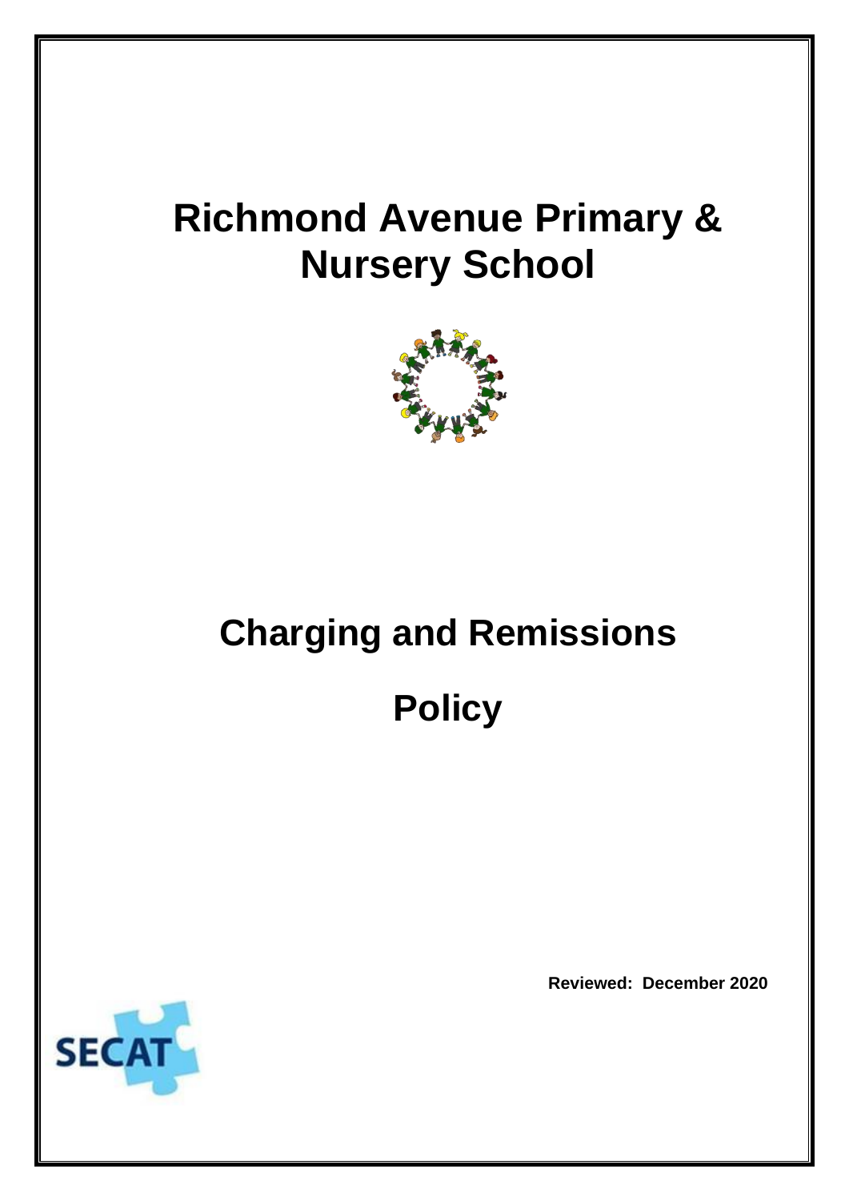# Richmond Avenue Primary & Nursery School

# Charging and Remissions

# Policy

**Reviewed: December 2020**

SECAT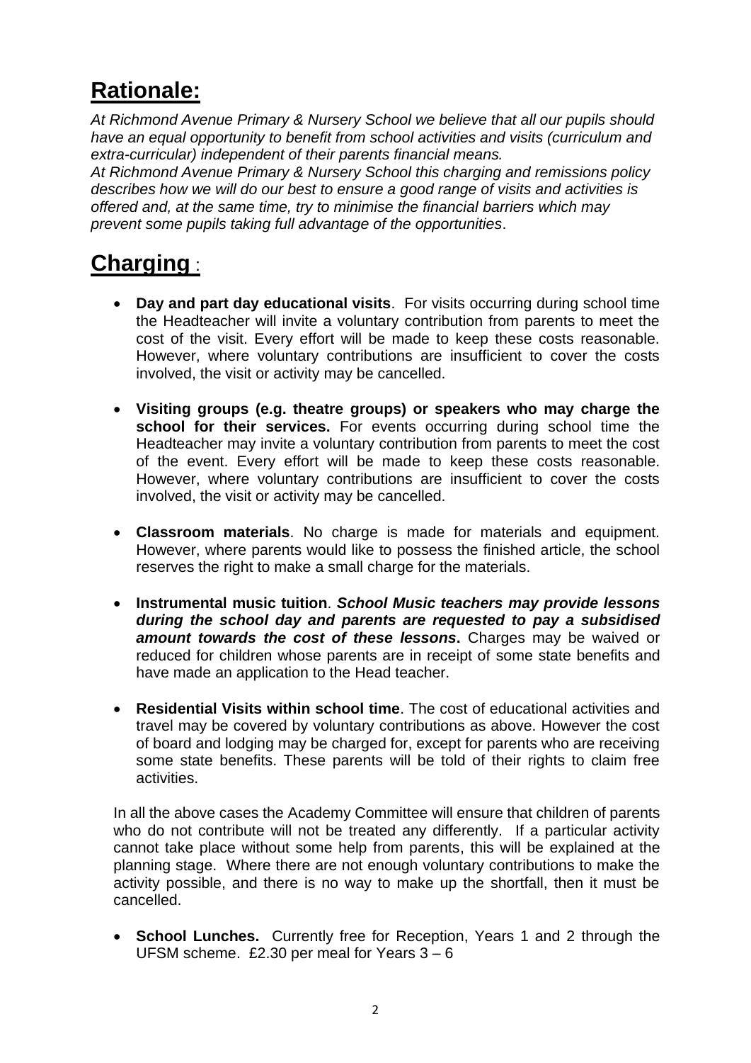## Rationale:

*At Richmond Avenue Primary & Nursery School we believe that all our pupils should have an equal opportunity to benefit from school activities and visits (curriculum and extra-curricular) independent of their parents financial means.*
*At Richmond Avenue Primary & Nursery School this charging and remissions policy describes how we will do our best to ensure a good range of visits and activities is offered and, at the same time, try to minimise the financial barriers which may prevent some pupils taking full advantage of the opportunities*.

## Charging :

- **Day and part day educational visits**. For visits occurring during school time the Headteacher will invite a voluntary contribution from parents to meet the cost of the visit. Every effort will be made to keep these costs reasonable. However, where voluntary contributions are insufficient to cover the costs involved, the visit or activity may be cancelled.

- **Visiting groups (e.g. theatre groups) or speakers who may charge the school for their services.** For events occurring during school time the Headteacher may invite a voluntary contribution from parents to meet the cost of the event. Every effort will be made to keep these costs reasonable. However, where voluntary contributions are insufficient to cover the costs involved, the visit or activity may be cancelled.

- **Classroom materials**. No charge is made for materials and equipment. However, where parents would like to possess the finished article, the school reserves the right to make a small charge for the materials.

- **Instrumental music tuition**. ***School Music teachers may provide lessons during the school day and parents are requested to pay a subsidised amount towards the cost of these lessons*.** Charges may be waived or reduced for children whose parents are in receipt of some state benefits and have made an application to the Head teacher.

- **Residential Visits within school time**. The cost of educational activities and travel may be covered by voluntary contributions as above. However the cost of board and lodging may be charged for, except for parents who are receiving some state benefits. These parents will be told of their rights to claim free activities.

In all the above cases the Academy Committee will ensure that children of parents who do not contribute will not be treated any differently. If a particular activity cannot take place without some help from parents, this will be explained at the planning stage. Where there are not enough voluntary contributions to make the activity possible, and there is no way to make up the shortfall, then it must be cancelled.

- **School Lunches.** Currently free for Reception, Years 1 and 2 through the UFSM scheme. £2.30 per meal for Years 3 – 6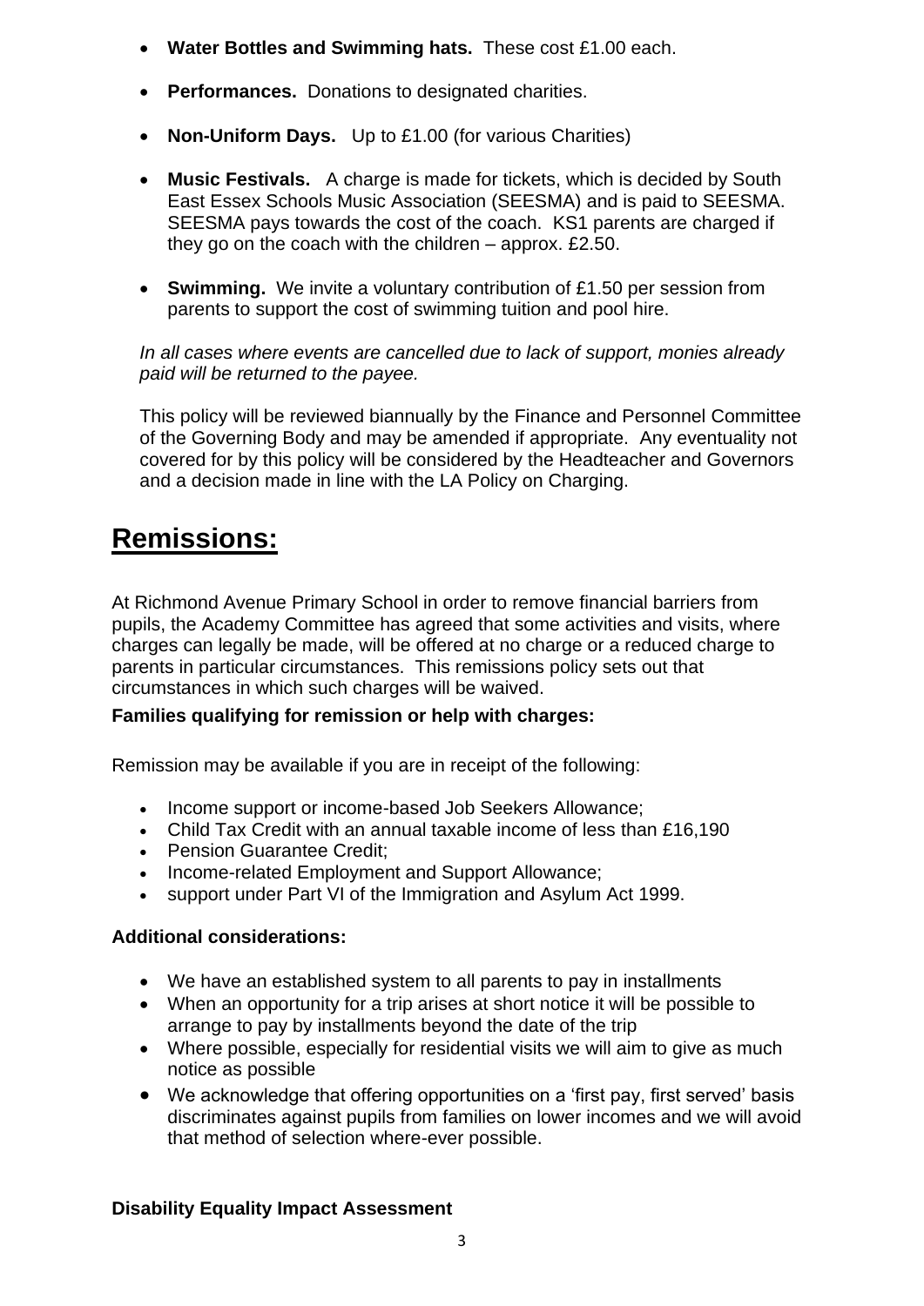- **Water Bottles and Swimming hats.** These cost £1.00 each.
- **Performances.** Donations to designated charities.
- **Non-Uniform Days.** Up to £1.00 (for various Charities)
- **Music Festivals.** A charge is made for tickets, which is decided by South East Essex Schools Music Association (SEESMA) and is paid to SEESMA. SEESMA pays towards the cost of the coach. KS1 parents are charged if they go on the coach with the children – approx. £2.50.
- **Swimming.** We invite a voluntary contribution of £1.50 per session from parents to support the cost of swimming tuition and pool hire.

*In all cases where events are cancelled due to lack of support, monies already paid will be returned to the payee.*

This policy will be reviewed biannually by the Finance and Personnel Committee of the Governing Body and may be amended if appropriate. Any eventuality not covered for by this policy will be considered by the Headteacher and Governors and a decision made in line with the LA Policy on Charging.

# Remissions:

At Richmond Avenue Primary School in order to remove financial barriers from pupils, the Academy Committee has agreed that some activities and visits, where charges can legally be made, will be offered at no charge or a reduced charge to parents in particular circumstances. This remissions policy sets out that circumstances in which such charges will be waived.

**Families qualifying for remission or help with charges:**

Remission may be available if you are in receipt of the following:

- Income support or income-based Job Seekers Allowance;
- Child Tax Credit with an annual taxable income of less than £16,190
- Pension Guarantee Credit;
- Income-related Employment and Support Allowance;
- support under Part VI of the Immigration and Asylum Act 1999.

**Additional considerations:**

- We have an established system to all parents to pay in installments
- When an opportunity for a trip arises at short notice it will be possible to arrange to pay by installments beyond the date of the trip
- Where possible, especially for residential visits we will aim to give as much notice as possible
- We acknowledge that offering opportunities on a 'first pay, first served' basis discriminates against pupils from families on lower incomes and we will avoid that method of selection where-ever possible.

**Disability Equality Impact Assessment**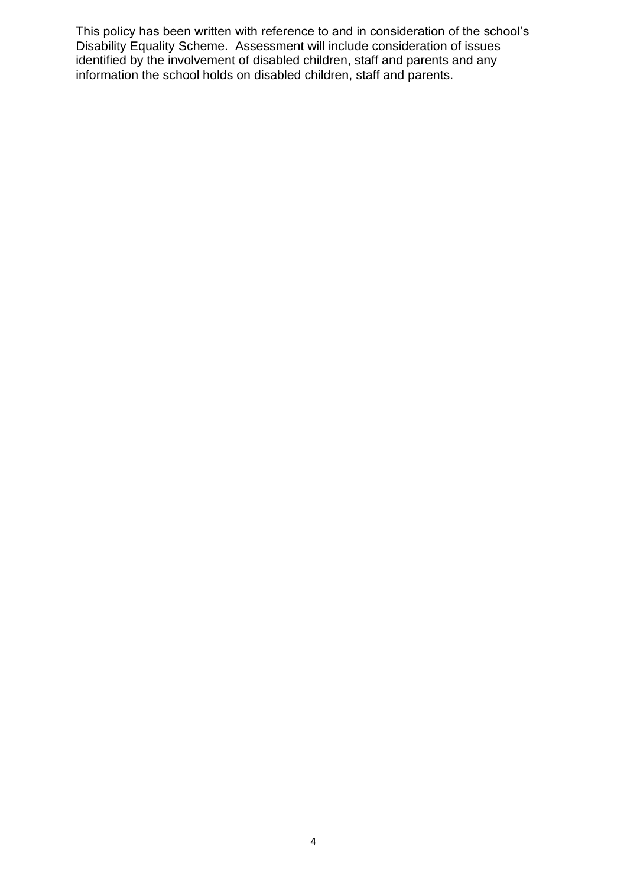This policy has been written with reference to and in consideration of the school's Disability Equality Scheme. Assessment will include consideration of issues identified by the involvement of disabled children, staff and parents and any information the school holds on disabled children, staff and parents.